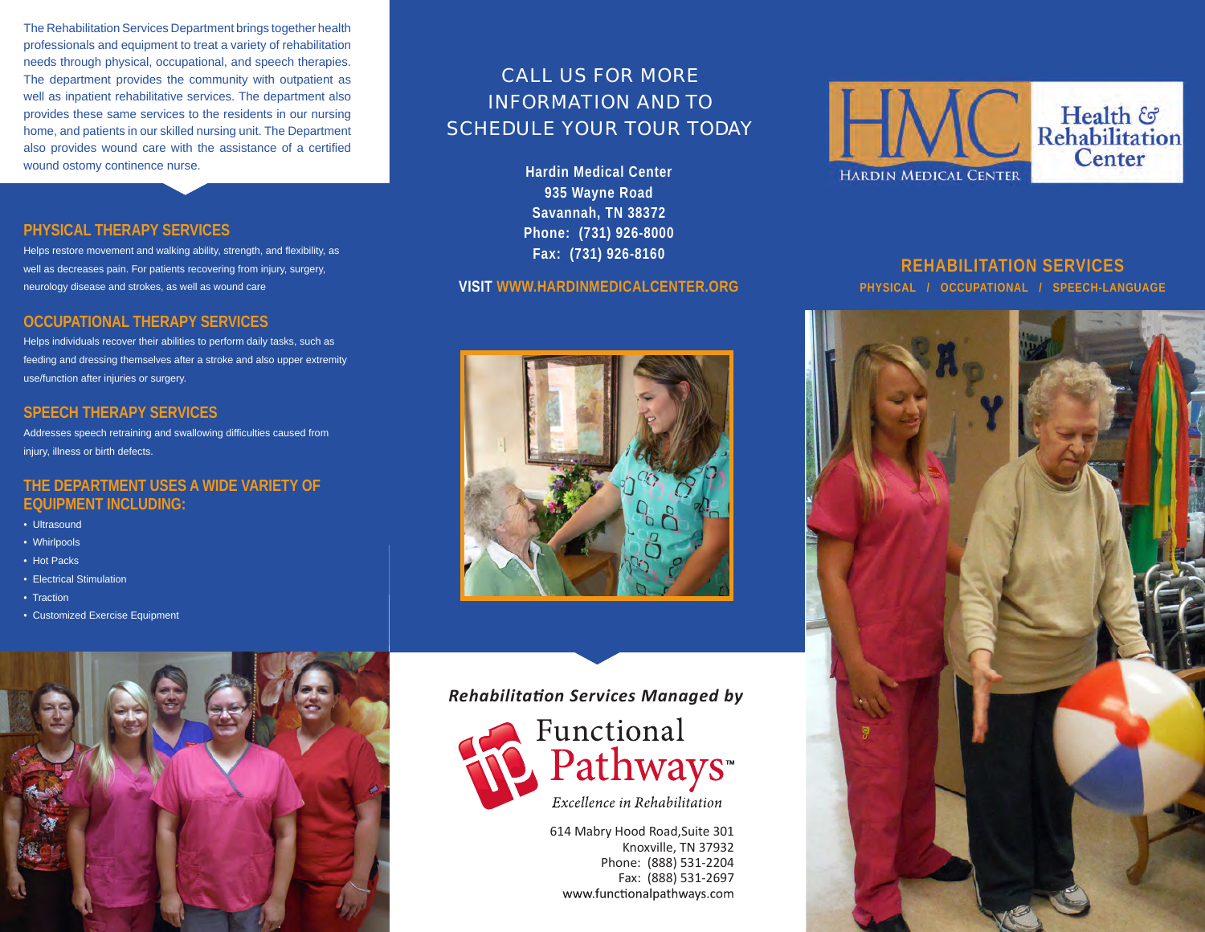The Rehabilitation Services Department brings together health professionals and equipment to treat a variety of rehabilitation needs through physical, occupational, and speech therapies. The department provides the community with outpatient as well as inpatient rehabilitative services. The department also provides these same services to the residents in our nursing home, and patients in our skilled nursing unit. The Department also provides wound care with the assistance of a certified wound ostomy continence nurse.

## PHYSICAL THERAPY SERVICES

Helps restore movement and walking ability, strength, and flexibility, as well as decreases pain. For patients recovering from injury, surgery, neurology disease and strokes, as well as wound care

## OCCUPATIONAL THERAPY SERVICES

Helps individuals recover their abilities to perform daily tasks, such as feeding and dressing themselves after a stroke and also upper extremity use/function after injuries or surgery.

## SPEECH THERAPY SERVICES

Addresses speech retraining and swallowing difficulties caused from injury, illness or birth defects.

## THE DEPARTMENT USES A WIDE VARIETY OF EQUIPMENT INCLUDING:

- Ultrasound
- Whirlpools
- Hot Packs
- Electrical Stimulation
- Traction
- Customized Exercise Equipment

## CALL US FOR MORE INFORMATION AND TO SCHEDULE YOUR TOUR TODAY

**Hardin Medical Center**
**935 Wayne Road**
**Savannah, TN 38372**
**Phone: (731) 926-8000**
**Fax: (731) 926-8160**

**VISIT WWW.HARDINMEDICALCENTER.ORG**

***Rehabilitation Services Managed by***

Functional Pathways™
*Excellence in Rehabilitation*

614 Mabry Hood Road,Suite 301
Knoxville, TN 37932
Phone: (888) 531-2204
Fax: (888) 531-2697
www.functionalpathways.com

HMC
HARDIN MEDICAL CENTER
Health & Rehabilitation Center

## REHABILITATION SERVICES

PHYSICAL / OCCUPATIONAL / SPEECH-LANGUAGE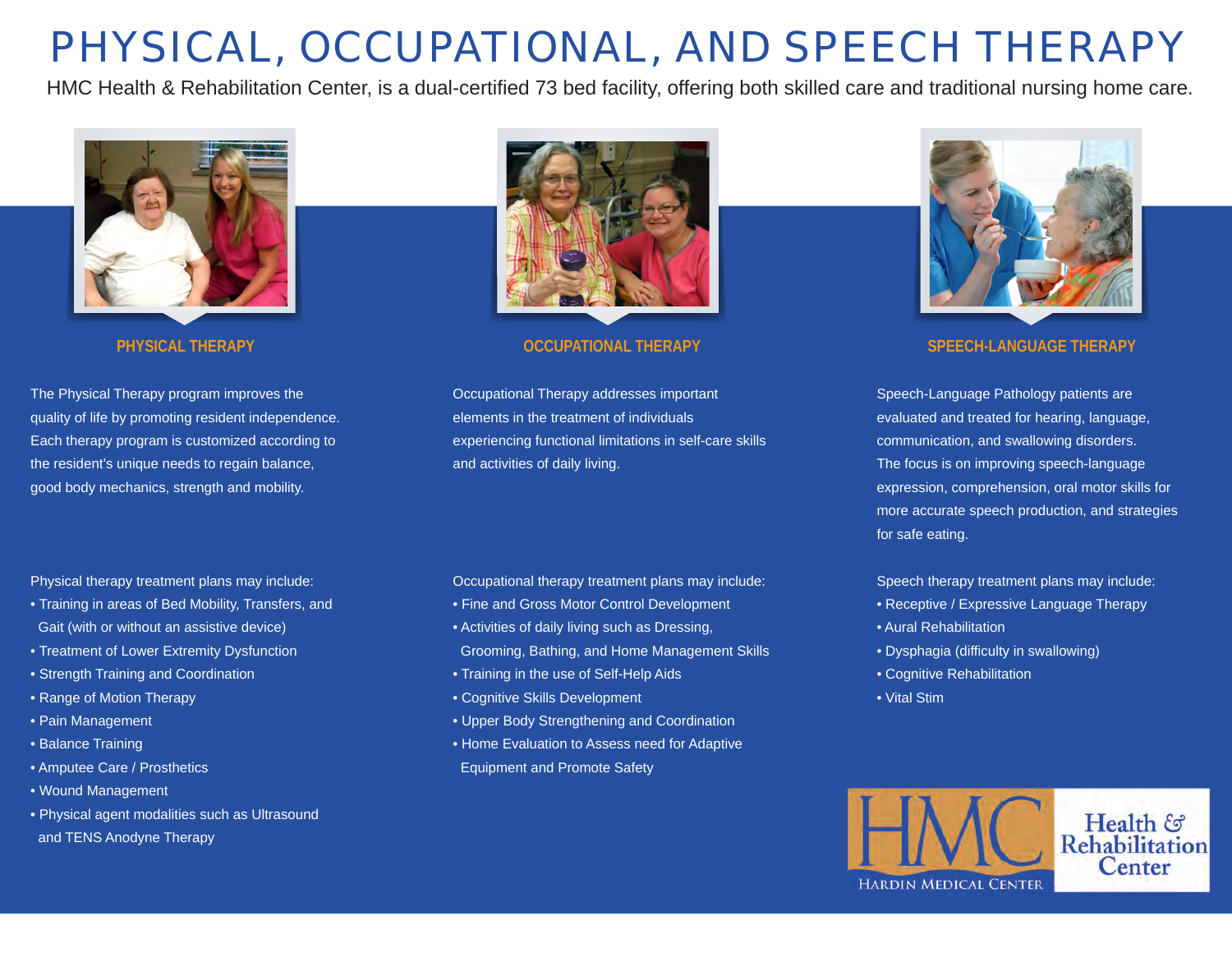# PHYSICAL, OCCUPATIONAL, AND SPEECH THERAPY

HMC Health & Rehabilitation Center, is a dual-certified 73 bed facility, offering both skilled care and traditional nursing home care.

## PHYSICAL THERAPY

The Physical Therapy program improves the quality of life by promoting resident independence. Each therapy program is customized according to the resident's unique needs to regain balance, good body mechanics, strength and mobility.

Physical therapy treatment plans may include:

- Training in areas of Bed Mobility, Transfers, and Gait (with or without an assistive device)
- Treatment of Lower Extremity Dysfunction
- Strength Training and Coordination
- Range of Motion Therapy
- Pain Management
- Balance Training
- Amputee Care / Prosthetics
- Wound Management
- Physical agent modalities such as Ultrasound and TENS Anodyne Therapy

## OCCUPATIONAL THERAPY

Occupational Therapy addresses important elements in the treatment of individuals experiencing functional limitations in self-care skills and activities of daily living.

Occupational therapy treatment plans may include:

- Fine and Gross Motor Control Development
- Activities of daily living such as Dressing, Grooming, Bathing, and Home Management Skills
- Training in the use of Self-Help Aids
- Cognitive Skills Development
- Upper Body Strengthening and Coordination
- Home Evaluation to Assess need for Adaptive Equipment and Promote Safety

## SPEECH-LANGUAGE THERAPY

Speech-Language Pathology patients are evaluated and treated for hearing, language, communication, and swallowing disorders. The focus is on improving speech-language expression, comprehension, oral motor skills for more accurate speech production, and strategies for safe eating.

Speech therapy treatment plans may include:

- Receptive / Expressive Language Therapy
- Aural Rehabilitation
- Dysphagia (difficulty in swallowing)
- Cognitive Rehabilitation
- Vital Stim

HMC
HARDIN MEDICAL CENTER
Health & Rehabilitation Center